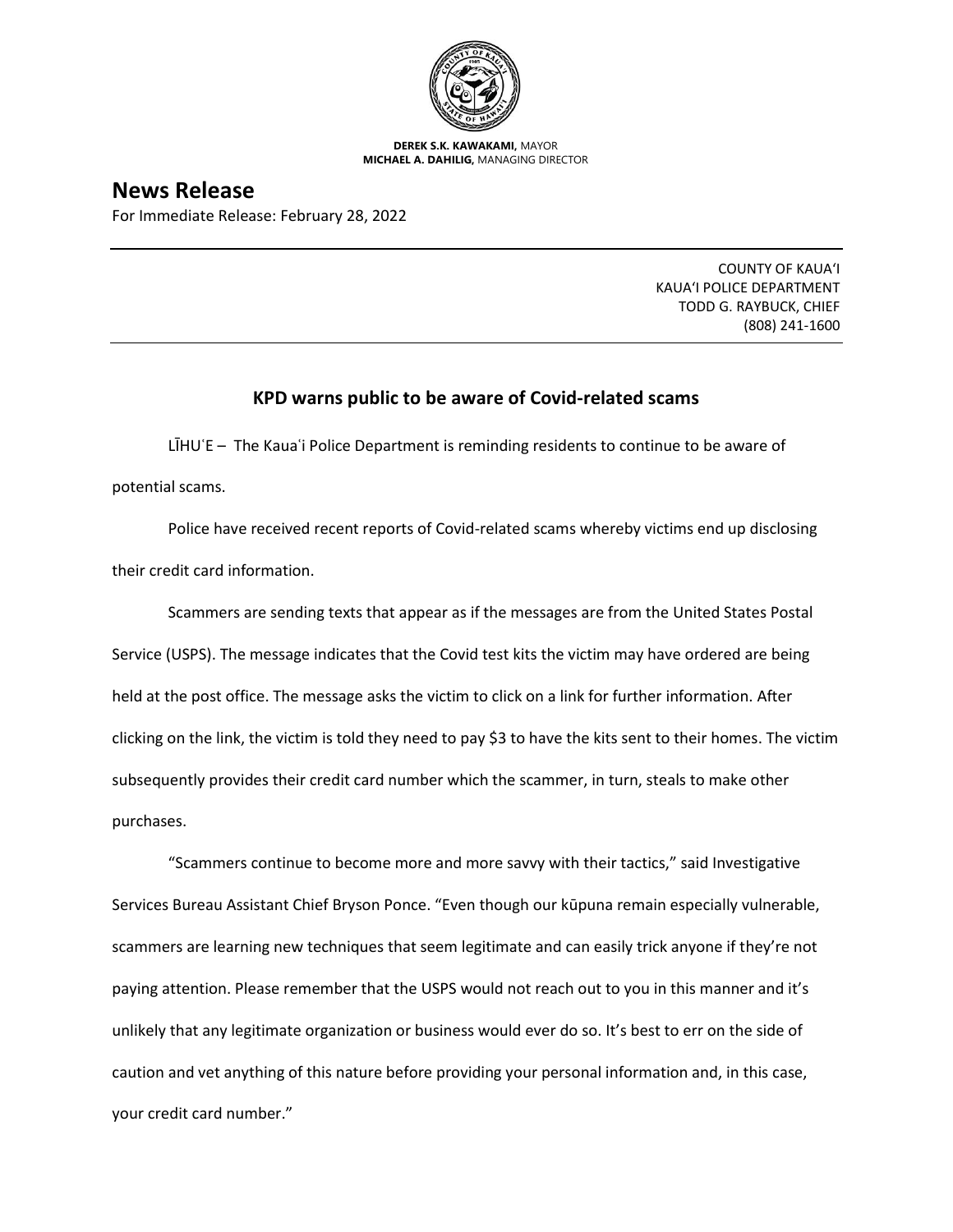**DEREK S.K. KAWAKAMI,** MAYOR
**MICHAEL A. DAHILIG,** MANAGING DIRECTOR

# News Release

For Immediate Release: February 28, 2022

COUNTY OF KAUAʻI
KAUAʻI POLICE DEPARTMENT
TODD G. RAYBUCK, CHIEF
(808) 241-1600

## KPD warns public to be aware of Covid-related scams

LĪHUʻE – The Kauaʻi Police Department is reminding residents to continue to be aware of potential scams.

Police have received recent reports of Covid-related scams whereby victims end up disclosing their credit card information.

Scammers are sending texts that appear as if the messages are from the United States Postal Service (USPS). The message indicates that the Covid test kits the victim may have ordered are being held at the post office. The message asks the victim to click on a link for further information. After clicking on the link, the victim is told they need to pay $3 to have the kits sent to their homes. The victim subsequently provides their credit card number which the scammer, in turn, steals to make other purchases.

"Scammers continue to become more and more savvy with their tactics," said Investigative Services Bureau Assistant Chief Bryson Ponce. "Even though our kūpuna remain especially vulnerable, scammers are learning new techniques that seem legitimate and can easily trick anyone if they're not paying attention. Please remember that the USPS would not reach out to you in this manner and it's unlikely that any legitimate organization or business would ever do so. It's best to err on the side of caution and vet anything of this nature before providing your personal information and, in this case, your credit card number."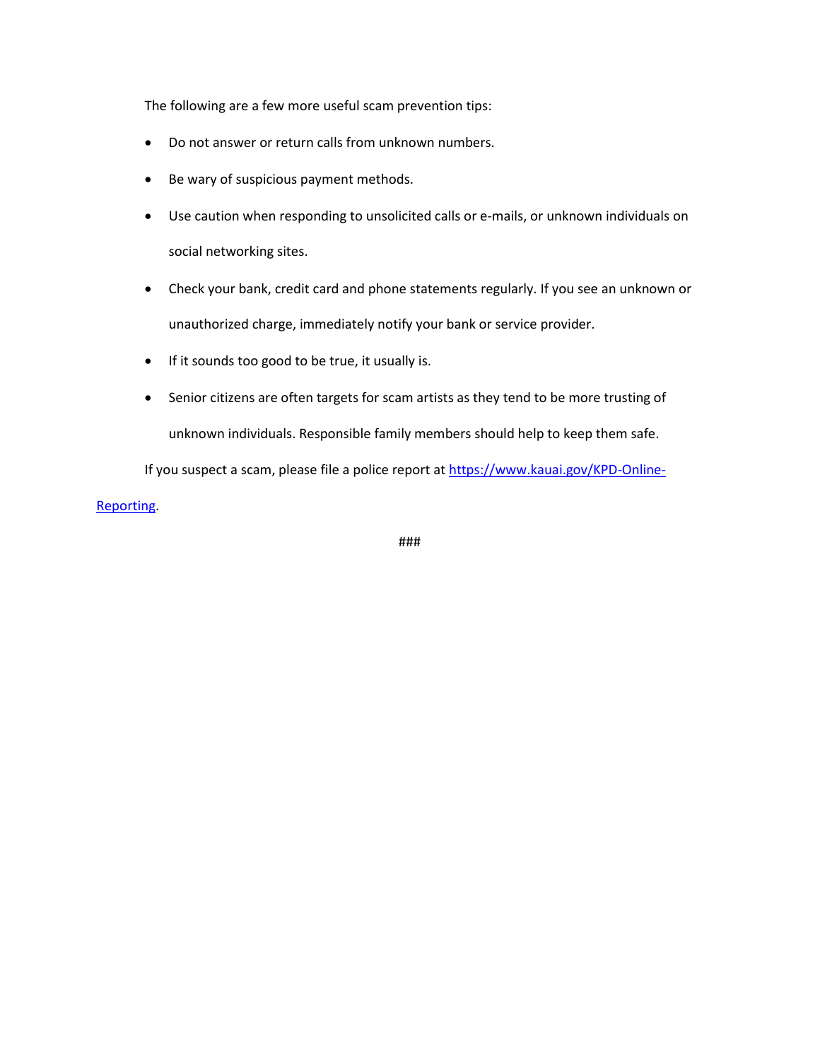The following are a few more useful scam prevention tips:

- Do not answer or return calls from unknown numbers.
- Be wary of suspicious payment methods.
- Use caution when responding to unsolicited calls or e-mails, or unknown individuals on social networking sites.
- Check your bank, credit card and phone statements regularly. If you see an unknown or unauthorized charge, immediately notify your bank or service provider.
- If it sounds too good to be true, it usually is.
- Senior citizens are often targets for scam artists as they tend to be more trusting of unknown individuals. Responsible family members should help to keep them safe.

If you suspect a scam, please file a police report at [https://www.kauai.gov/KPD-Online-Reporting](https://www.kauai.gov/KPD-Online-Reporting).

###